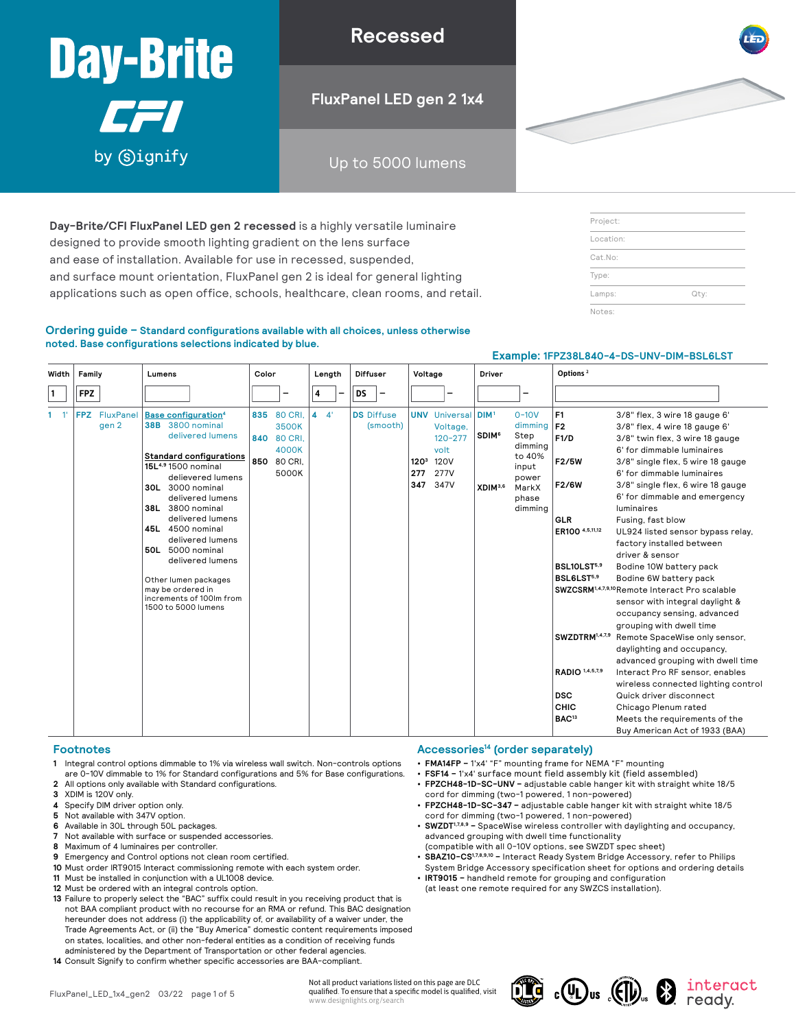# Day-Brite CFI by Signify

## Recessed

## FluxPanel LED gen 2 1x4

Up to 5000 lumens

**Day-Brite/CFI FluxPanel LED gen 2 recessed** is a highly versatile luminaire designed to provide smooth lighting gradient on the lens surface and ease of installation. Available for use in recessed, suspended, and surface mount orientation, FluxPanel gen 2 is ideal for general lighting applications such as open office, schools, healthcare, clean rooms, and retail.

| Project: | |
|---|---|
| Location: | |
| Cat.No: | |
| Type: | |
| Lamps: | Qty: |
| Notes: | |

### Ordering guide – Standard configurations available with all choices, unless otherwise noted. Base configurations selections indicated by blue.

**Example: 1FPZ38L840-4-DS-UNV-DIM-BSL6LST**

| Width | Family | Lumens | Color | Length | Diffuser | Voltage | Driver | Options [2] |
|---|---|---|---|---|---|---|---|---|
| 1 | FPZ | | – | 4 – | DS – | – | – | |
| **1** 1' | **FPZ** FluxPanel gen 2 | Base configuration[4]<br>**38B** 3800 nominal delivered lumens<br><br>Standard configurations<br>**15L**[4,9] 1500 nominal delievered lumens<br>**30L** 3000 nominal delivered lumens<br>**38L** 3800 nominal delivered lumens<br>**45L** 4500 nominal delivered lumens<br>**50L** 5000 nominal delivered lumens<br><br>Other lumen packages may be ordered in increments of 100lm from 1500 to 5000 lumens | **835** 80 CRI, 3500K<br>**840** 80 CRI, 4000K<br>**850** 80 CRI, 5000K | **4** 4' | **DS** Diffuse (smooth) | **UNV** Universal Voltage, 120-277 volt<br>**120**[3] 120V<br>**277** 277V<br>**347** 347V | **DIM**[1] 0-10V dimming<br>**SDIM**[6] Step dimming to 40% input power<br>**XDIM**[3,6] MarkX phase dimming | **F1** 3/8" flex, 3 wire 18 gauge 6'<br>**F2** 3/8" flex, 4 wire 18 gauge 6'<br>**F1/D** 3/8" twin flex, 3 wire 18 gauge 6' for dimmable luminaires<br>**F2/5W** 3/8" single flex, 5 wire 18 gauge 6' for dimmable luminaires<br>**F2/6W** 3/8" single flex, 6 wire 18 gauge 6' for dimmable and emergency luminaires<br>**GLR** Fusing, fast blow<br>**ER100** [4,5,11,12] UL924 listed sensor bypass relay, factory installed between driver & sensor<br>**BSL10LST**[5,9] Bodine 10W battery pack<br>**BSL6LST**[5,9] Bodine 6W battery pack<br>**SWZCSRM**[1,4,7,9,10] Remote Interact Pro scalable sensor with integral daylight & occupancy sensing, advanced grouping with dwell time<br>**SWZDTRM**[1,4,7,9] Remote SpaceWise only sensor, daylighting and occupancy, advanced grouping with dwell time<br>**RADIO** [1,4,5,7,9] Interact Pro RF sensor, enables wireless connected lighting control<br>**DSC** Quick driver disconnect<br>**CHIC** Chicago Plenum rated<br>**BAC**[13] Meets the requirements of the Buy American Act of 1933 (BAA) |

### Footnotes

1. Integral control options dimmable to 1% via wireless wall switch. Non-controls options are 0-10V dimmable to 1% for Standard configurations and 5% for Base configurations.
2. All options only available with Standard configurations.
3. XDIM is 120V only.
4. Specify DIM driver option only.
5. Not available with 347V option.
6. Available in 30L through 50L packages.
7. Not available with surface or suspended accessories.
8. Maximum of 4 luminaires per controller.
9. Emergency and Control options not clean room certified.
10. Must order IRT9015 Interact commissioning remote with each system order.
11. Must be installed in conjunction with a UL1008 device.
12. Must be ordered with an integral controls option.
13. Failure to properly select the "BAC" suffix could result in you receiving product that is not BAA compliant product with no recourse for an RMA or refund. This BAC designation hereunder does not address (i) the applicability of, or availability of a waiver under, the Trade Agreements Act, or (ii) the "Buy America" domestic content requirements imposed on states, localities, and other non-federal entities as a condition of receiving funds administered by the Department of Transportation or other federal agencies.
14. Consult Signify to confirm whether specific accessories are BAA-compliant.

### Accessories[14] (order separately)

- **FMA14FP** – 1'x4' "F" mounting frame for NEMA "F" mounting
- **FSF14** – 1'x4' surface mount field assembly kit (field assembled)
- **FPZCH48-1D-SC-UNV** – adjustable cable hanger kit with straight white 18/5 cord for dimming (two-1 powered, 1 non-powered)
- **FPZCH48-1D-SC-347** – adjustable cable hanger kit with straight white 18/5 cord for dimming (two-1 powered, 1 non-powered)
- **SWZDT**[1,7,8,9] – SpaceWise wireless controller with daylighting and occupancy, advanced grouping with dwell time functionality (compatible with all 0-10V options, see SWZDT spec sheet)
- **SBAZ10-CS**[1,7,8,9,10] – Interact Ready System Bridge Accessory, refer to Philips System Bridge Accessory specification sheet for options and ordering details
- **IRT9015** – handheld remote for grouping and configuration (at least one remote required for any SWZCS installation).

Not all product variations listed on this page are DLC qualified. To ensure that a specific model is qualified, visit www.designlights.org/search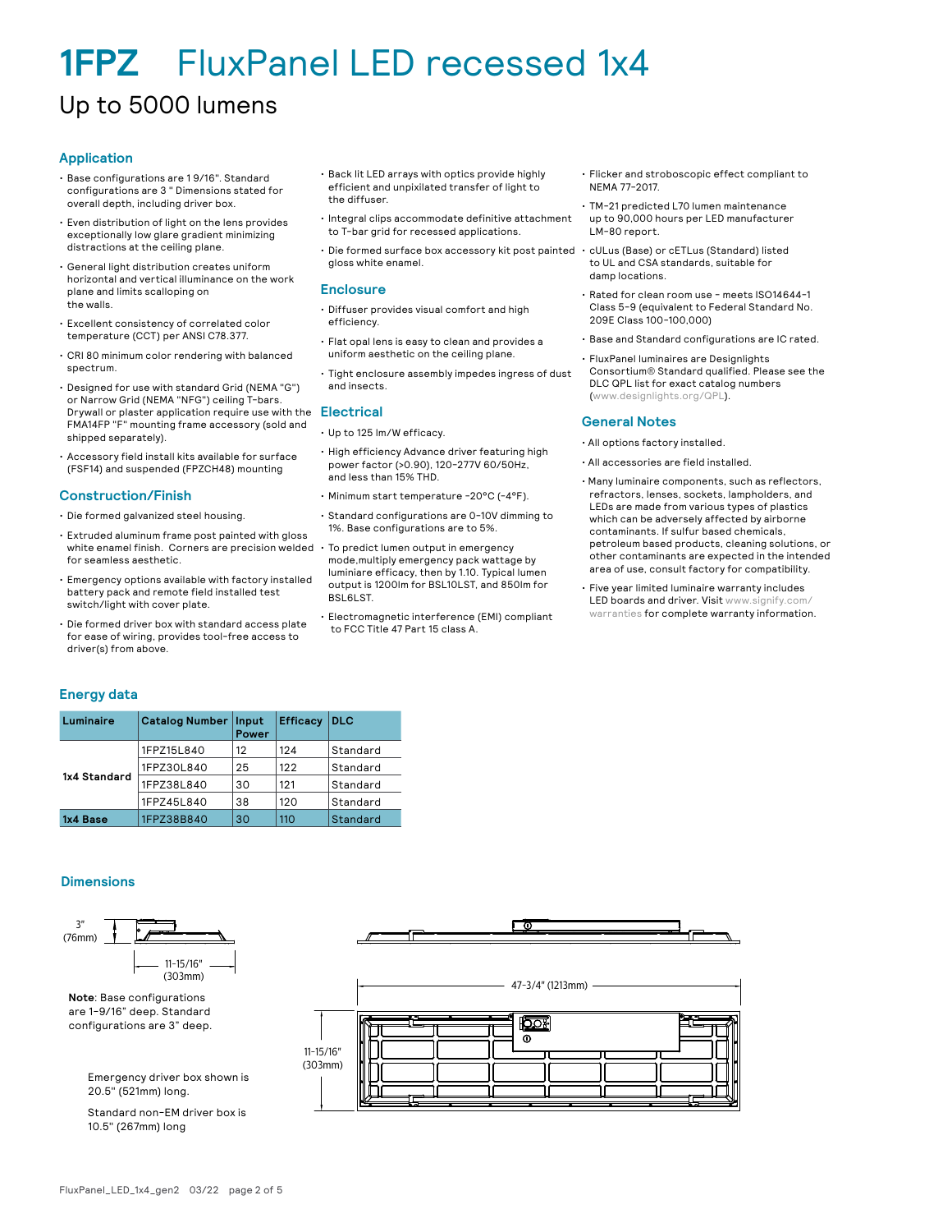# 1FPZ FluxPanel LED recessed 1x4

## Up to 5000 lumens

### Application

- Base configurations are 1 9/16". Standard configurations are 3 " Dimensions stated for overall depth, including driver box.
- Even distribution of light on the lens provides exceptionally low glare gradient minimizing distractions at the ceiling plane.
- General light distribution creates uniform horizontal and vertical illuminance on the work plane and limits scalloping on the walls.
- Excellent consistency of correlated color temperature (CCT) per ANSI C78.377.
- CRI 80 minimum color rendering with balanced spectrum.
- Designed for use with standard Grid (NEMA "G") or Narrow Grid (NEMA "NFG") ceiling T-bars. Drywall or plaster application require use with the FMA14FP "F" mounting frame accessory (sold and shipped separately).
- Accessory field install kits available for surface (FSF14) and suspended (FPZCH48) mounting

### Construction/Finish

- Die formed galvanized steel housing.
- Extruded aluminum frame post painted with gloss white enamel finish. Corners are precision welded for seamless aesthetic.
- Emergency options available with factory installed battery pack and remote field installed test switch/light with cover plate.
- Die formed driver box with standard access plate for ease of wiring, provides tool-free access to driver(s) from above.
- Back lit LED arrays with optics provide highly efficient and unpixilated transfer of light to the diffuser.
- Integral clips accommodate definitive attachment to T-bar grid for recessed applications.
- Die formed surface box accessory kit post painted gloss white enamel.

### Enclosure

- Diffuser provides visual comfort and high efficiency.
- Flat opal lens is easy to clean and provides a uniform aesthetic on the ceiling plane.
- Tight enclosure assembly impedes ingress of dust and insects.

### Electrical

- Up to 125 lm/W efficacy.
- High efficiency Advance driver featuring high power factor (>0.90), 120-277V 60/50Hz, and less than 15% THD.
- Minimum start temperature -20°C (-4°F).
- Standard configurations are 0-10V dimming to 1%. Base configurations are to 5%.
- To predict lumen output in emergency mode,multiply emergency pack wattage by luminiare efficacy, then by 1.10. Typical lumen output is 1200lm for BSL10LST, and 850lm for BSL6LST.
- Electromagnetic interference (EMI) compliant to FCC Title 47 Part 15 class A.
- Flicker and stroboscopic effect compliant to NEMA 77-2017.
- TM-21 predicted L70 lumen maintenance up to 90,000 hours per LED manufacturer LM-80 report.
- cULus (Base) or cETLus (Standard) listed to UL and CSA standards, suitable for damp locations.
- Rated for clean room use - meets ISO14644-1 Class 5-9 (equivalent to Federal Standard No. 209E Class 100-100,000)
- Base and Standard configurations are IC rated.
- FluxPanel luminaires are Designlights Consortium® Standard qualified. Please see the DLC QPL list for exact catalog numbers (www.designlights.org/QPL).

### General Notes

- All options factory installed.
- All accessories are field installed.
- Many luminaire components, such as reflectors, refractors, lenses, sockets, lampholders, and LEDs are made from various types of plastics which can be adversely affected by airborne contaminants. If sulfur based chemicals, petroleum based products, cleaning solutions, or other contaminants are expected in the intended area of use, consult factory for compatibility.
- Five year limited luminaire warranty includes LED boards and driver. Visit www.signify.com/warranties for complete warranty information.

### Energy data

| Luminaire | Catalog Number | Input Power | Efficacy | DLC |
|---|---|---|---|---|
| 1x4 Standard | 1FPZ15L840 | 12 | 124 | Standard |
| | 1FPZ30L840 | 25 | 122 | Standard |
| | 1FPZ38L840 | 30 | 121 | Standard |
| | 1FPZ45L840 | 38 | 120 | Standard |
| 1x4 Base | 1FPZ38B840 | 30 | 110 | Standard |

### Dimensions

3" (76mm)

11-15/16" (303mm)

**Note**: Base configurations are 1-9/16" deep. Standard configurations are 3" deep.

Emergency driver box shown is 20.5" (521mm) long.

Standard non-EM driver box is 10.5" (267mm) long

47-3/4" (1213mm)

11-15/16" (303mm)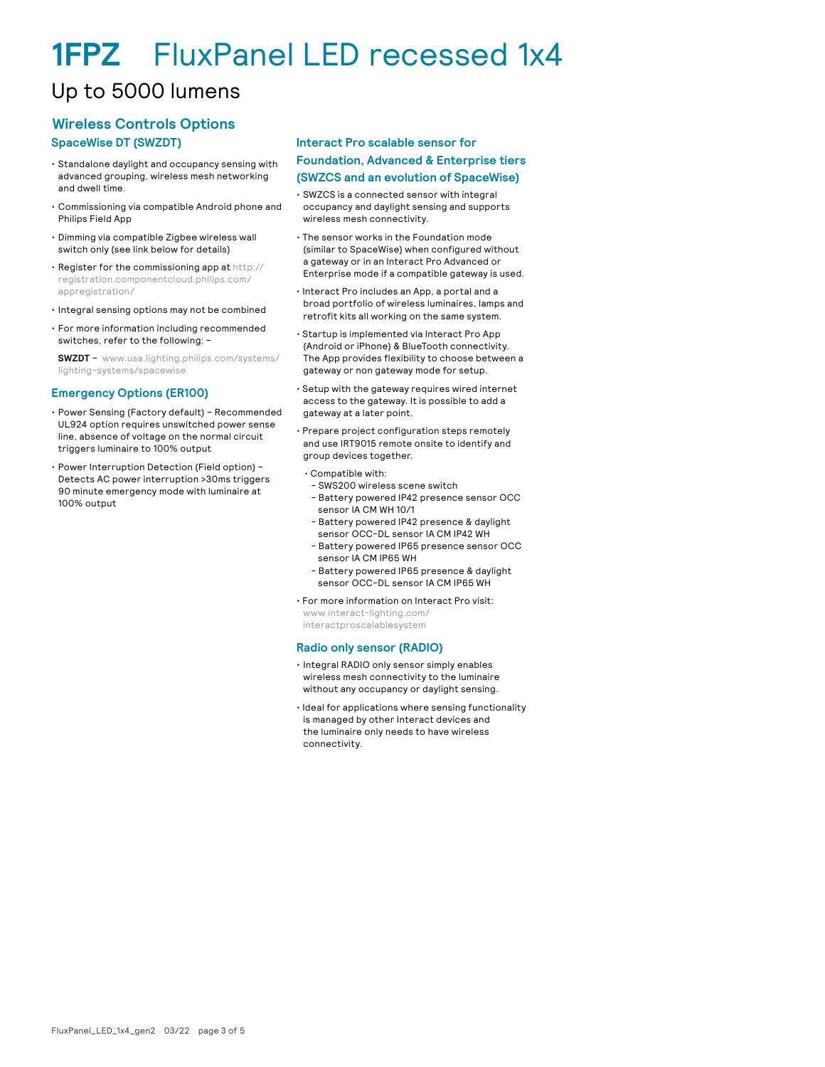# 1FPZ FluxPanel LED recessed 1x4

Up to 5000 lumens

## Wireless Controls Options

### SpaceWise DT (SWZDT)

- Standalone daylight and occupancy sensing with advanced grouping, wireless mesh networking and dwell time.
- Commissioning via compatible Android phone and Philips Field App
- Dimming via compatible Zigbee wireless wall switch only (see link below for details)
- Register for the commissioning app at http://registration.componentcloud.philips.com/appregistration/
- Integral sensing options may not be combined
- For more information including recommended switches, refer to the following: –

  **SWZDT** – www.usa.lighting.philips.com/systems/lighting-systems/spacewise

### Emergency Options (ER100)

- Power Sensing (Factory default) – Recommended UL924 option requires unswitched power sense line, absence of voltage on the normal circuit triggers luminaire to 100% output
- Power Interruption Detection (Field option) – Detects AC power interruption >30ms triggers 90 minute emergency mode with luminaire at 100% output

### Interact Pro scalable sensor for Foundation, Advanced & Enterprise tiers (SWZCS and an evolution of SpaceWise)

- SWZCS is a connected sensor with integral occupancy and daylight sensing and supports wireless mesh connectivity.
- The sensor works in the Foundation mode (similar to SpaceWise) when configured without a gateway or in an Interact Pro Advanced or Enterprise mode if a compatible gateway is used.
- Interact Pro includes an App, a portal and a broad portfolio of wireless luminaires, lamps and retrofit kits all working on the same system.
- Startup is implemented via Interact Pro App (Android or iPhone) & BlueTooth connectivity. The App provides flexibility to choose between a gateway or non gateway mode for setup.
- Setup with the gateway requires wired internet access to the gateway. It is possible to add a gateway at a later point.
- Prepare project configuration steps remotely and use IRT9015 remote onsite to identify and group devices together.
  - Compatible with:
    - SWS200 wireless scene switch
    - Battery powered IP42 presence sensor OCC sensor IA CM WH 10/1
    - Battery powered IP42 presence & daylight sensor OCC-DL sensor IA CM IP42 WH
    - Battery powered IP65 presence sensor OCC sensor IA CM IP65 WH
    - Battery powered IP65 presence & daylight sensor OCC-DL sensor IA CM IP65 WH
- For more information on Interact Pro visit: www.interact-lighting.com/interactproscalablesystem

### Radio only sensor (RADIO)

- Integral RADIO only sensor simply enables wireless mesh connectivity to the luminaire without any occupancy or daylight sensing.
- Ideal for applications where sensing functionality is managed by other Interact devices and the luminaire only needs to have wireless connectivity.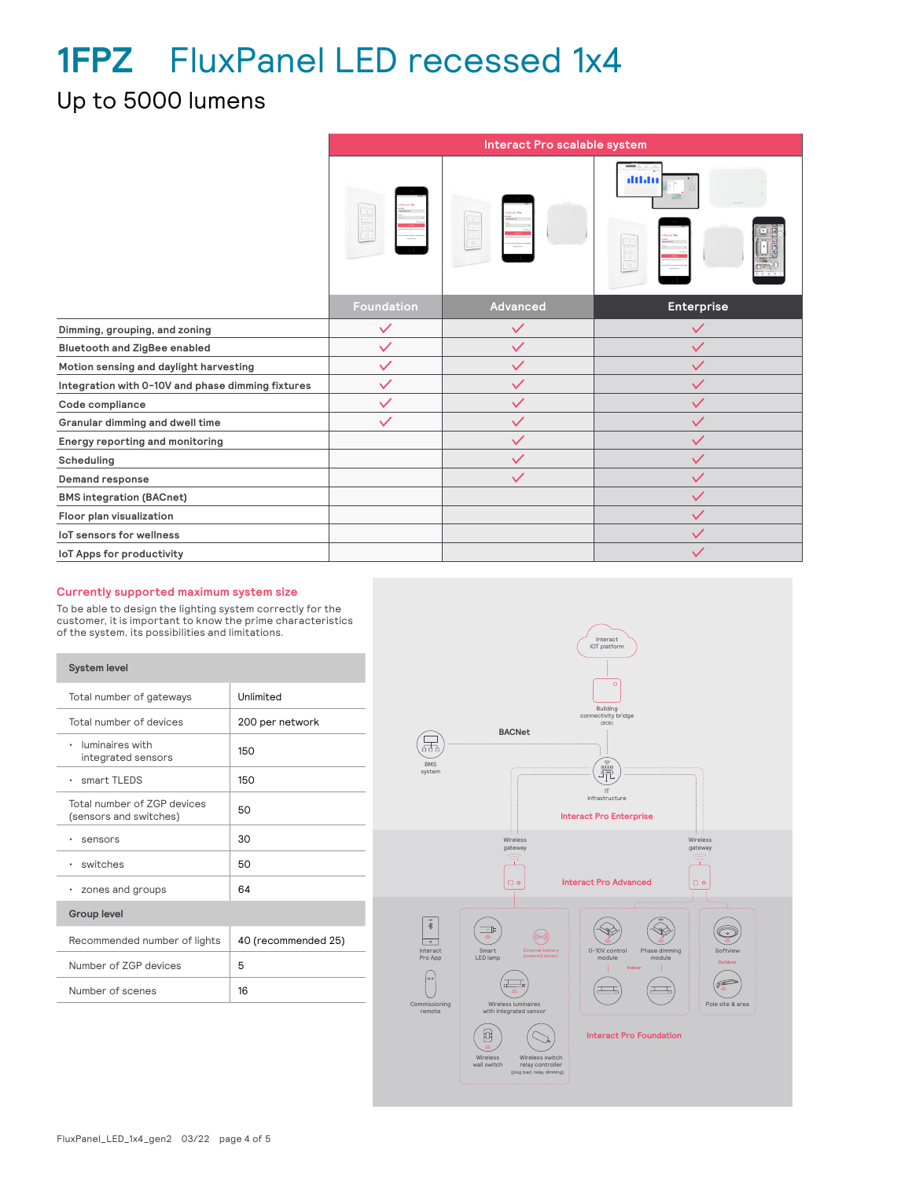# 1FPZ FluxPanel LED recessed 1x4

## Up to 5000 lumens

| | Interact Pro scalable system | | |
|---|---|---|---|
| | Foundation | Advanced | Enterprise |
| Dimming, grouping, and zoning | ✓ | ✓ | ✓ |
| Bluetooth and ZigBee enabled | ✓ | ✓ | ✓ |
| Motion sensing and daylight harvesting | ✓ | ✓ | ✓ |
| Integration with 0–10V and phase dimming fixtures | ✓ | ✓ | ✓ |
| Code compliance | ✓ | ✓ | ✓ |
| Granular dimming and dwell time | ✓ | ✓ | ✓ |
| Energy reporting and monitoring | | ✓ | ✓ |
| Scheduling | | ✓ | ✓ |
| Demand response | | ✓ | ✓ |
| BMS integration (BACnet) | | | ✓ |
| Floor plan visualization | | | ✓ |
| IoT sensors for wellness | | | ✓ |
| IoT Apps for productivity | | | ✓ |

### Currently supported maximum system size

To be able to design the lighting system correctly for the customer, it is important to know the prime characteristics of the system, its possibilities and limitations.

| System level | |
|---|---|
| Total number of gateways | Unlimited |
| Total number of devices | 200 per network |
| • luminaires with integrated sensors | 150 |
| • smart TLEDS | 150 |
| Total number of ZGP devices (sensors and switches) | 50 |
| • sensors | 30 |
| • switches | 50 |
| • zones and groups | 64 |
| **Group level** | |
| Recommended number of lights | 40 (recommended 25) |
| Number of ZGP devices | 5 |
| Number of scenes | 16 |

Interact IOT platform
Building connectivity bridge (BCB)
BACNet
BMS system
IT infrastructure
Interact Pro Enterprise
Wireless gateway
Wireless gateway
Interact Pro Advanced
Interact Pro App
Commissioning remote
Smart LED lamp
External battery powered sensor
Wireless luminaires with integrated sensor
Wireless wall switch
Wireless switch relay controller (plug load, relay, dimming)
0-10V control module
Phase dimming module
Indoor
Softview
Outdoor
Pole site & area
Interact Pro Foundation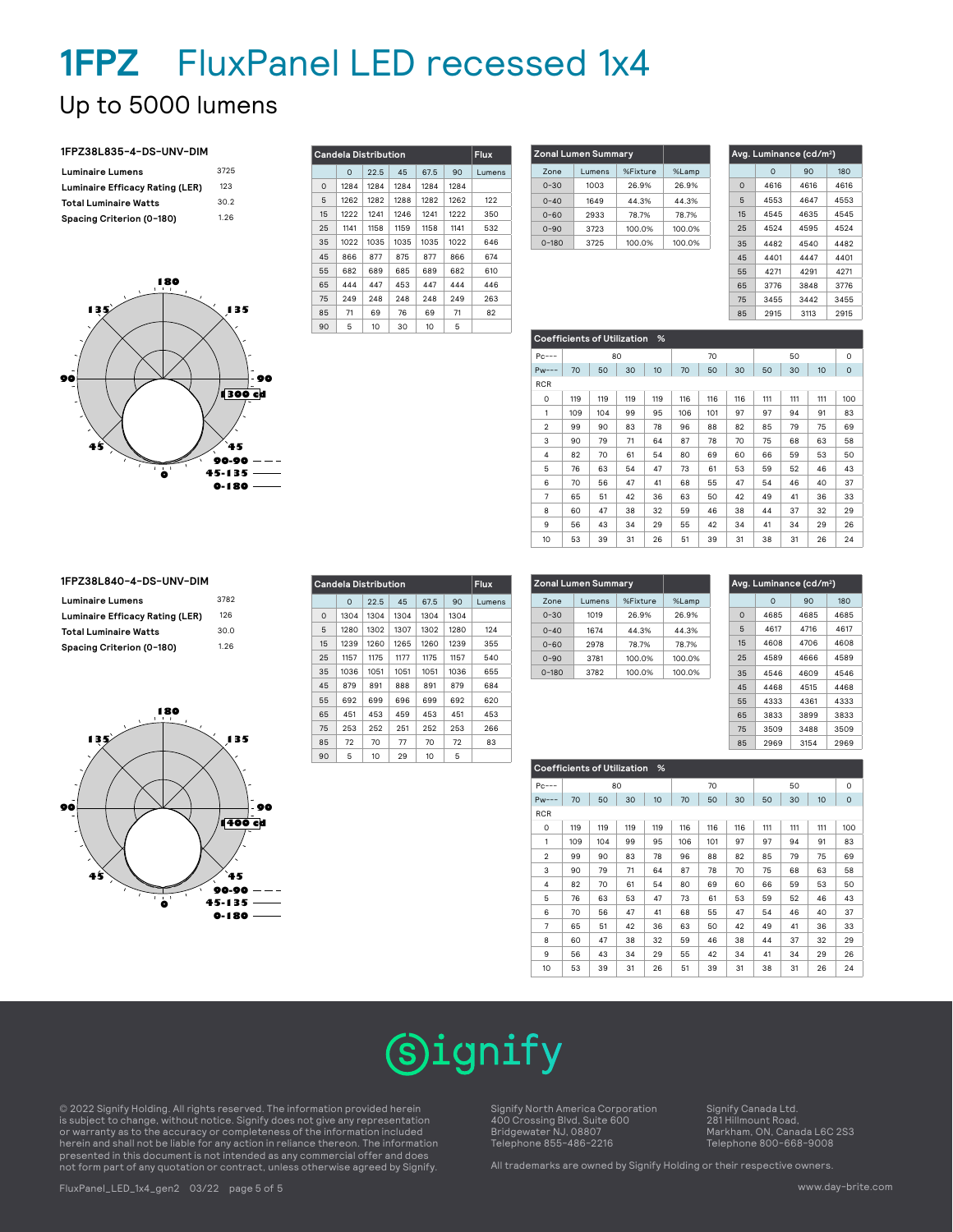# 1FPZ FluxPanel LED recessed 1x4

## Up to 5000 lumens

### 1FPZ38L835-4-DS-UNV-DIM

| | |
|---|---|
| **Luminaire Lumens** | 3725 |
| **Luminaire Efficacy Rating (LER)** | 123 |
| **Total Luminaire Watts** | 30.2 |
| **Spacing Criterion (0-180)** | 1.26 |

180
135
135
90
90
1300 cd
45
45
90-90
45-135
0-180
0

**Candela Distribution**

| | 0 | 22.5 | 45 | 67.5 | 90 | Flux Lumens |
|---|---|---|---|---|---|---|
| 0 | 1284 | 1284 | 1284 | 1284 | 1284 | |
| 5 | 1262 | 1282 | 1288 | 1282 | 1262 | 122 |
| 15 | 1222 | 1241 | 1246 | 1241 | 1222 | 350 |
| 25 | 1141 | 1158 | 1159 | 1158 | 1141 | 532 |
| 35 | 1022 | 1035 | 1035 | 1035 | 1022 | 646 |
| 45 | 866 | 877 | 875 | 877 | 866 | 674 |
| 55 | 682 | 689 | 685 | 689 | 682 | 610 |
| 65 | 444 | 447 | 453 | 447 | 444 | 446 |
| 75 | 249 | 248 | 248 | 248 | 249 | 263 |
| 85 | 71 | 69 | 76 | 69 | 71 | 82 |
| 90 | 5 | 10 | 30 | 10 | 5 | |

**Zonal Lumen Summary**

| Zone | Lumens | %Fixture | %Lamp |
|---|---|---|---|
| 0-30 | 1003 | 26.9% | 26.9% |
| 0-40 | 1649 | 44.3% | 44.3% |
| 0-60 | 2933 | 78.7% | 78.7% |
| 0-90 | 3723 | 100.0% | 100.0% |
| 0-180 | 3725 | 100.0% | 100.0% |

**Avg. Luminance (cd/m²)**

| | 0 | 90 | 180 |
|---|---|---|---|
| 0 | 4616 | 4616 | 4616 |
| 5 | 4553 | 4647 | 4553 |
| 15 | 4545 | 4635 | 4545 |
| 25 | 4524 | 4595 | 4524 |
| 35 | 4482 | 4540 | 4482 |
| 45 | 4401 | 4447 | 4401 |
| 55 | 4271 | 4291 | 4271 |
| 65 | 3776 | 3848 | 3776 |
| 75 | 3455 | 3442 | 3455 |
| 85 | 2915 | 3113 | 2915 |

**Coefficients of Utilization %**

| Pc--- | 80 | | | | 70 | | | 50 | | | 0 |
|---|---|---|---|---|---|---|---|---|---|---|---|
| Pw--- | 70 | 50 | 30 | 10 | 70 | 50 | 30 | 50 | 30 | 10 | 0 |
| RCR | | | | | | | | | | | |
| 0 | 119 | 119 | 119 | 119 | 116 | 116 | 116 | 111 | 111 | 111 | 100 |
| 1 | 109 | 104 | 99 | 95 | 106 | 101 | 97 | 97 | 94 | 91 | 83 |
| 2 | 99 | 90 | 83 | 78 | 96 | 88 | 82 | 85 | 79 | 75 | 69 |
| 3 | 90 | 79 | 71 | 64 | 87 | 78 | 70 | 75 | 68 | 63 | 58 |
| 4 | 82 | 70 | 61 | 54 | 80 | 69 | 60 | 66 | 59 | 53 | 50 |
| 5 | 76 | 63 | 54 | 47 | 73 | 61 | 53 | 59 | 52 | 46 | 43 |
| 6 | 70 | 56 | 47 | 41 | 68 | 55 | 47 | 54 | 46 | 40 | 37 |
| 7 | 65 | 51 | 42 | 36 | 63 | 50 | 42 | 49 | 41 | 36 | 33 |
| 8 | 60 | 47 | 38 | 32 | 59 | 46 | 38 | 44 | 37 | 32 | 29 |
| 9 | 56 | 43 | 34 | 29 | 55 | 42 | 34 | 41 | 34 | 29 | 26 |
| 10 | 53 | 39 | 31 | 26 | 51 | 39 | 31 | 38 | 31 | 26 | 24 |

### 1FPZ38L840-4-DS-UNV-DIM

| | |
|---|---|
| **Luminaire Lumens** | 3782 |
| **Luminaire Efficacy Rating (LER)** | 126 |
| **Total Luminaire Watts** | 30.0 |
| **Spacing Criterion (0-180)** | 1.26 |

180
135
135
90
90
1400 cd
45
45
90-90
45-135
0-180
0

**Candela Distribution**

| | 0 | 22.5 | 45 | 67.5 | 90 | Flux Lumens |
|---|---|---|---|---|---|---|
| 0 | 1304 | 1304 | 1304 | 1304 | 1304 | |
| 5 | 1280 | 1302 | 1307 | 1302 | 1280 | 124 |
| 15 | 1239 | 1260 | 1265 | 1260 | 1239 | 355 |
| 25 | 1157 | 1175 | 1177 | 1175 | 1157 | 540 |
| 35 | 1036 | 1051 | 1051 | 1051 | 1036 | 655 |
| 45 | 879 | 891 | 888 | 891 | 879 | 684 |
| 55 | 692 | 699 | 696 | 699 | 692 | 620 |
| 65 | 451 | 453 | 459 | 453 | 451 | 453 |
| 75 | 253 | 252 | 251 | 252 | 253 | 266 |
| 85 | 72 | 70 | 77 | 70 | 72 | 83 |
| 90 | 5 | 10 | 29 | 10 | 5 | |

**Zonal Lumen Summary**

| Zone | Lumens | %Fixture | %Lamp |
|---|---|---|---|
| 0-30 | 1019 | 26.9% | 26.9% |
| 0-40 | 1674 | 44.3% | 44.3% |
| 0-60 | 2978 | 78.7% | 78.7% |
| 0-90 | 3781 | 100.0% | 100.0% |
| 0-180 | 3782 | 100.0% | 100.0% |

**Avg. Luminance (cd/m²)**

| | 0 | 90 | 180 |
|---|---|---|---|
| 0 | 4685 | 4685 | 4685 |
| 5 | 4617 | 4716 | 4617 |
| 15 | 4608 | 4706 | 4608 |
| 25 | 4589 | 4666 | 4589 |
| 35 | 4546 | 4609 | 4546 |
| 45 | 4468 | 4515 | 4468 |
| 55 | 4333 | 4361 | 4333 |
| 65 | 3833 | 3899 | 3833 |
| 75 | 3509 | 3488 | 3509 |
| 85 | 2969 | 3154 | 2969 |

**Coefficients of Utilization %**

| Pc--- | 80 | | | | 70 | | | 50 | | | 0 |
|---|---|---|---|---|---|---|---|---|---|---|---|
| Pw--- | 70 | 50 | 30 | 10 | 70 | 50 | 30 | 50 | 30 | 10 | 0 |
| RCR | | | | | | | | | | | |
| 0 | 119 | 119 | 119 | 119 | 116 | 116 | 116 | 111 | 111 | 111 | 100 |
| 1 | 109 | 104 | 99 | 95 | 106 | 101 | 97 | 97 | 94 | 91 | 83 |
| 2 | 99 | 90 | 83 | 78 | 96 | 88 | 82 | 85 | 79 | 75 | 69 |
| 3 | 90 | 79 | 71 | 64 | 87 | 78 | 70 | 75 | 68 | 63 | 58 |
| 4 | 82 | 70 | 61 | 54 | 80 | 69 | 60 | 66 | 59 | 53 | 50 |
| 5 | 76 | 63 | 53 | 47 | 73 | 61 | 53 | 59 | 52 | 46 | 43 |
| 6 | 70 | 56 | 47 | 41 | 68 | 55 | 47 | 54 | 46 | 40 | 37 |
| 7 | 65 | 51 | 42 | 36 | 63 | 50 | 42 | 49 | 41 | 36 | 33 |
| 8 | 60 | 47 | 38 | 32 | 59 | 46 | 38 | 44 | 37 | 32 | 29 |
| 9 | 56 | 43 | 34 | 29 | 55 | 42 | 34 | 41 | 34 | 29 | 26 |
| 10 | 53 | 39 | 31 | 26 | 51 | 39 | 31 | 38 | 31 | 26 | 24 |

signify

© 2022 Signify Holding. All rights reserved. The information provided herein is subject to change, without notice. Signify does not give any representation or warranty as to the accuracy or completeness of the information included herein and shall not be liable for any action in reliance thereon. The information presented in this document is not intended as any commercial offer and does not form part of any quotation or contract, unless otherwise agreed by Signify.

Signify North America Corporation
400 Crossing Blvd, Suite 600
Bridgewater NJ, 08807
Telephone 855-486-2216

Signify Canada Ltd.
281 Hillmount Road,
Markham, ON, Canada L6C 2S3
Telephone 800-668-9008

All trademarks are owned by Signify Holding or their respective owners.

FluxPanel_LED_1x4_gen2 03/22

www.day-brite.com